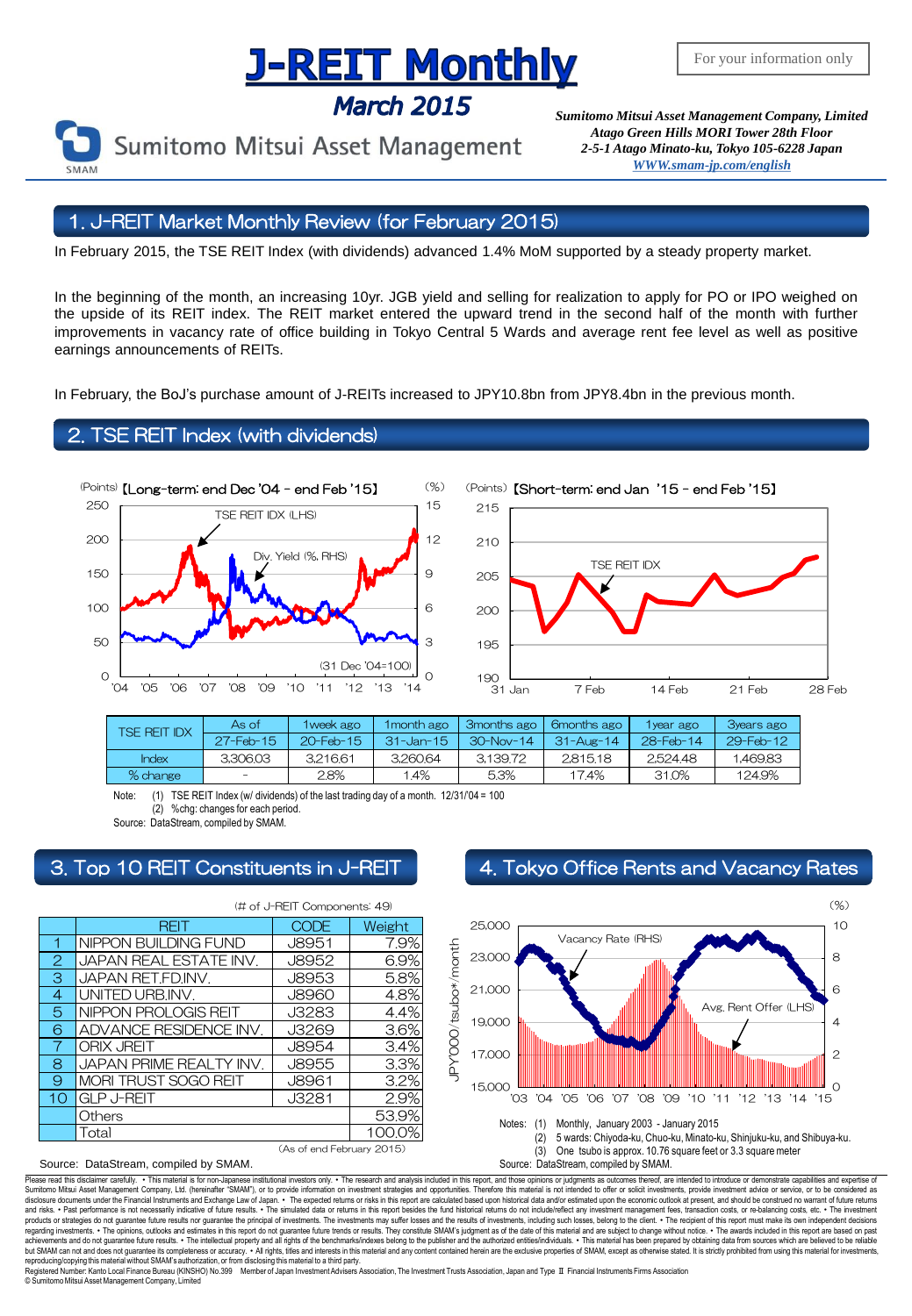# J-REIT Monthly

## March 2015

For your information only

Sumitomo Mitsui Asset Management

*Sumitomo Mitsui Asset Management Company, Limited*
*Atago Green Hills MORI Tower 28th Floor*
*2-5-1 Atago Minato-ku, Tokyo 105-6228 Japan*
*WWW.smam-jp.com/english*

## 1. J-REIT Market Monthly Review (for February 2015)

In February 2015, the TSE REIT Index (with dividends) advanced 1.4% MoM supported by a steady property market.

In the beginning of the month, an increasing 10yr. JGB yield and selling for realization to apply for PO or IPO weighed on the upside of its REIT index. The REIT market entered the upward trend in the second half of the month with further improvements in vacancy rate of office building in Tokyo Central 5 Wards and average rent fee level as well as positive earnings announcements of REITs.

In February, the BoJ's purchase amount of J-REITs increased to JPY10.8bn from JPY8.4bn in the previous month.

## 2. TSE REIT Index (with dividends)

(Points) 【Long-term: end Dec '04 - end Feb '15】 (%)

TSE REIT IDX (LHS); Div. Yield (%, RHS); (31 Dec '04=100)

(Points) 【Short-term: end Jan '15 - end Feb '15】

TSE REIT IDX

| TSE REIT IDX | As of | 1week ago | 1month ago | 3months ago | 6months ago | 1year ago | 3years ago |
|---|---|---|---|---|---|---|---|
| | 27-Feb-15 | 20-Feb-15 | 31-Jan-15 | 30-Nov-14 | 31-Aug-14 | 28-Feb-14 | 29-Feb-12 |
| Index | 3,306.03 | 3,216.61 | 3,260.64 | 3,139.72 | 2,815.18 | 2,524.48 | 1,469.83 |
| % change | - | 2.8% | 1.4% | 5.3% | 17.4% | 31.0% | 124.9% |

Note: (1) TSE REIT Index (w/ dividends) of the last trading day of a month. 12/31/'04 = 100
(2) %chg: changes for each period.

Source: DataStream, compiled by SMAM.

## 3. Top 10 REIT Constituents in J-REIT

(# of J-REIT Components: 49)

| | REIT | CODE | Weight |
|---|---|---|---|
| 1 | NIPPON BUILDING FUND | J8951 | 7.9% |
| 2 | JAPAN REAL ESTATE INV. | J8952 | 6.9% |
| 3 | JAPAN RET.FD.INV. | J8953 | 5.8% |
| 4 | UNITED URB.INV. | J8960 | 4.8% |
| 5 | NIPPON PROLOGIS REIT | J3283 | 4.4% |
| 6 | ADVANCE RESIDENCE INV. | J3269 | 3.6% |
| 7 | ORIX JREIT | J8954 | 3.4% |
| 8 | JAPAN PRIME REALTY INV. | J8955 | 3.3% |
| 9 | MORI TRUST SOGO REIT | J8961 | 3.2% |
| 10 | GLP J-REIT | J3281 | 2.9% |
| | Others | | 53.9% |
| | Total | | 100.0% |

(As of end February 2015)

Source: DataStream, compiled by SMAM.

## 4. Tokyo Office Rents and Vacancy Rates

Vacancy Rate (RHS); Avg. Rent Offer (LHS); JPY'000/tsubo*/month; (%)

Notes: (1) Monthly, January 2003 - January 2015
(2) 5 wards: Chiyoda-ku, Chuo-ku, Minato-ku, Shinjuku-ku, and Shibuya-ku.
(3) One tsubo is approx. 10.76 square feet or 3.3 square meter

Source: DataStream, compiled by SMAM.

Please read this disclaimer carefully. • This material is for non-Japanese institutional investors only. • The research and analysis included in this report, and those opinions or judgments as outcomes thereof, are intended to introduce or demonstrate capabilities and expertise of Sumitomo Mitsui Asset Management Company, Ltd. (hereinafter "SMAM"), or to provide information on investment strategies and opportunities. Therefore this material is not intended to offer or solicit investments, provide investment advice or service, or to be considered as disclosure documents under the Financial Instruments and Exchange Law of Japan. • The expected returns or risks in this report are calculated based upon historical data and/or estimated upon the economic outlook at present, and should be construed no warrant of future returns and risks. • Past performance is not necessarily indicative of future results. • The simulated data or returns in this report besides the fund historical returns do not include/reflect any investment management fees, transaction costs, or re-balancing costs, etc. • The investment products or strategies do not guarantee future results nor guarantee the principal of investments. The investments may suffer losses and the results of investments, including such losses, belong to the client. • The recipient of this report must make its own independent decisions regarding investments. • The opinions, outlooks and estimates in this report do not guarantee future trends or results. They constitute SMAM's judgment as of the date of this material and are subject to change without notice. • The awards included in this report are based on past achievements and do not guarantee future results. • The intellectual property and all rights of the benchmarks/indexes belong to the publisher and the authorized entities/individuals. • This material has been prepared by obtaining data from sources which are believed to be reliable but SMAM can not and does not guarantee its completeness or accuracy. • All rights, titles and interests in this material and any content contained herein are the exclusive properties of SMAM, except as otherwise stated. It is strictly prohibited from using this material for investments, reproducing/copying this material without SMAM's authorization, or from disclosing this material to a third party.

Registered Number: Kanto Local Finance Bureau (KINSHO) No.399 Member of Japan Investment Advisers Association, The Investment Trusts Association, Japan and Type II Financial Instruments Firms Association

© Sumitomo Mitsui Asset Management Company, Limited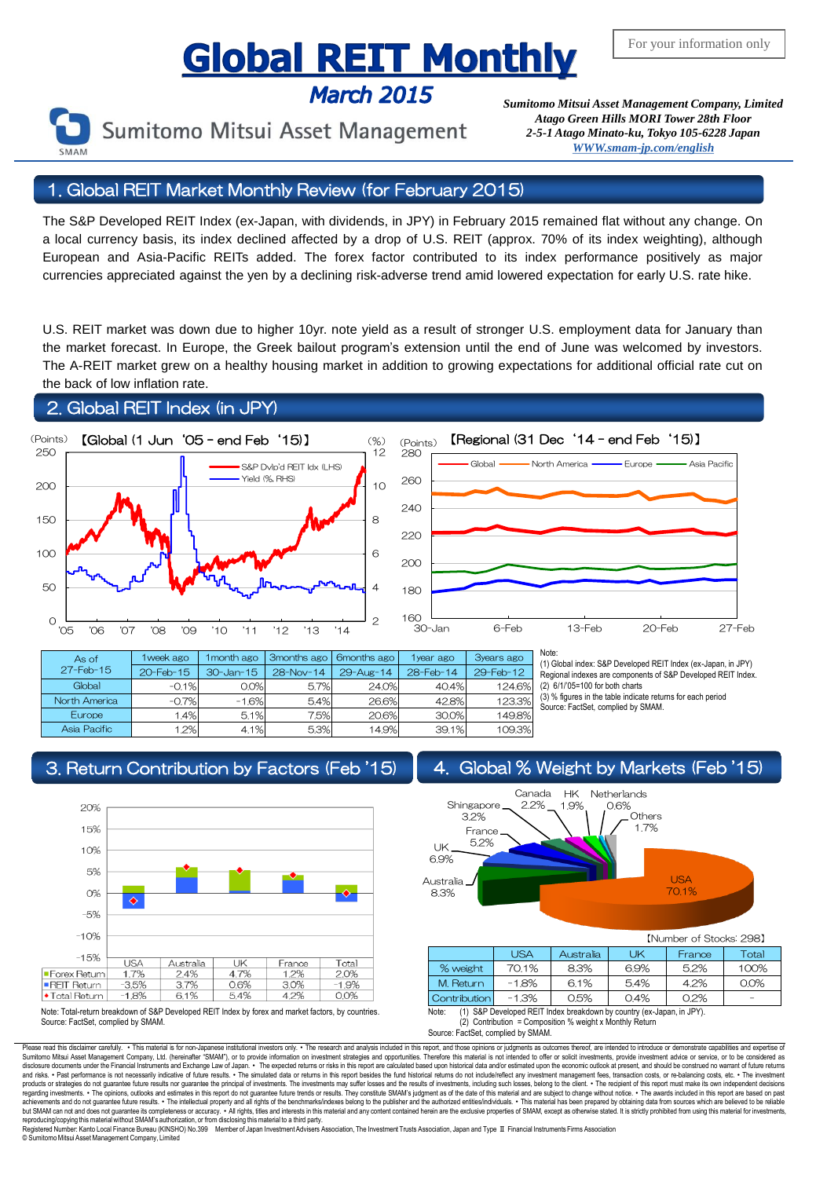For your information only

# Global REIT Monthly

## March 2015

Sumitomo Mitsui Asset Management

*Sumitomo Mitsui Asset Management Company, Limited*
*Atago Green Hills MORI Tower 28th Floor*
*2-5-1 Atago Minato-ku, Tokyo 105-6228 Japan*
*WWW.smam-jp.com/english*

## 1. Global REIT Market Monthly Review (for February 2015)

The S&P Developed REIT Index (ex-Japan, with dividends, in JPY) in February 2015 remained flat without any change. On a local currency basis, its index declined affected by a drop of U.S. REIT (approx. 70% of its index weighting), although European and Asia-Pacific REITs added. The forex factor contributed to its index performance positively as major currencies appreciated against the yen by a declining risk-adverse trend amid lowered expectation for early U.S. rate hike.

U.S. REIT market was down due to higher 10yr. note yield as a result of stronger U.S. employment data for January than the market forecast. In Europe, the Greek bailout program's extension until the end of June was welcomed by investors. The A-REIT market grew on a healthy housing market in addition to growing expectations for additional official rate cut on the back of low inflation rate.

## 2. Global REIT Index (in JPY)

(Points) 【Global (1 Jun '05 – end Feb '15)】 (%)

S&P Dvlp'd REIT Idx (LHS)
Yield (%, RHS)

250, 200, 150, 100, 50, 0
12, 10, 8, 6, 4, 2
'05 '06 '07 '08 '09 '10 '11 '12 '13 '14

(Points) 【Regional (31 Dec '14 – end Feb '15)】

Global, North America, Europe, Asia Pacific

280, 260, 240, 220, 200, 180, 160
30-Jan 6-Feb 13-Feb 20-Feb 27-Feb

| As of 27-Feb-15 | 1week ago | 1month ago | 3months ago | 6months ago | 1year ago | 3years ago |
|---|---|---|---|---|---|---|
| | 20-Feb-15 | 30-Jan-15 | 28-Nov-14 | 29-Aug-14 | 28-Feb-14 | 29-Feb-12 |
| Global | -0.1% | 0.0% | 5.7% | 24.0% | 40.4% | 124.6% |
| North America | -0.7% | -1.6% | 5.4% | 26.6% | 42.8% | 123.3% |
| Europe | 1.4% | 5.1% | 7.5% | 20.6% | 30.0% | 149.8% |
| Asia Pacific | 1.2% | 4.1% | 5.3% | 14.9% | 39.1% | 109.3% |

Note:
(1) Global index: S&P Developed REIT Index (ex-Japan, in JPY)
Regional indexes are components of S&P Developed REIT Index.
(2) 6/1/'05=100 for both charts
(3) % figures in the table indicate returns for each period
Source: FactSet, complied by SMAM.

## 3. Return Contribution by Factors (Feb '15)

20%, 15%, 10%, 5%, 0%, -5%, -10%, -15%

| | USA | Australia | UK | France | Total |
|---|---|---|---|---|---|
| Forex Return | 1.7% | 2.4% | 4.7% | 1.2% | 2.0% |
| REIT Return | -3.5% | 3.7% | 0.6% | 3.0% | -1.9% |
| Total Return | -1.8% | 6.1% | 5.4% | 4.2% | 0.0% |

Note: Total-return breakdown of S&P Developed REIT Index by forex and market factors, by countries.
Source: FactSet, complied by SMAM.

## 4. Global % Weight by Markets (Feb '15)

Canada 2.2%, HK 1.9%, Netherlands 0.6%, Singapore 3.2%, Others 1.7%, France 5.2%, UK 6.9%, Australia 8.3%, USA 70.1%

【Number of Stocks: 298】

| | USA | Australia | UK | France | Total |
|---|---|---|---|---|---|
| % weight | 70.1% | 8.3% | 6.9% | 5.2% | 100% |
| M. Return | -1.8% | 6.1% | 5.4% | 4.2% | 0.0% |
| Contribution | -1.3% | 0.5% | 0.4% | 0.2% | – |

Note: (1) S&P Developed REIT Index breakdown by country (ex-Japan, in JPY).
(2) Contribution = Composition % weight x Monthly Return
Source: FactSet, complied by SMAM.

Please read this disclaimer carefully. • This material is for non-Japanese institutional investors only. • The research and analysis included in this report, and those opinions or judgments as outcomes thereof, are intended to introduce or demonstrate capabilities and expertise of Sumitomo Mitsui Asset Management Company, Ltd. (hereinafter "SMAM"), or to provide information on investment strategies and opportunities. Therefore this material is not intended to offer or solicit investments, provide investment advice or service, or to be considered as disclosure documents under the Financial Instruments and Exchange Law of Japan. • The expected returns or risks in this report are calculated based upon historical data and/or estimated upon the economic outlook at present, and should be construed no warrant of future returns and risks. • Past performance is not necessarily indicative of future results. • The simulated data or returns in this report besides the fund historical returns do not include/reflect any investment management fees, transaction costs, or re-balancing costs, etc. • The investment products or strategies do not guarantee future results nor guarantee the principal of investments. The investments may suffer losses and the results of investments, including such losses, belong to the client. • The recipient of this report must make its own independent decisions regarding investments. • The opinions, outlooks and estimates in this report do not guarantee future trends or results. They constitute SMAM's judgment as of the date of this material and are subject to change without notice. • The awards included in this report are based on past achievements and do not guarantee future results. • The intellectual property and all rights of the benchmarks/indexes belong to the publisher and the authorized entities/individuals. • This material has been prepared by obtaining data from sources which are believed to be reliable but SMAM can not and does not guarantee its completeness or accuracy. • All rights, titles and interests in this material and any content contained herein are the exclusive properties of SMAM, except as otherwise stated. It is strictly prohibited from using this material for investments, reproducing/copying this material without SMAM's authorization, or from disclosing this material to a third party.
Registered Number: Kanto Local Finance Bureau (KINSHO) No.399 Member of Japan Investment Advisers Association, The Investment Trusts Association, Japan and Type Ⅱ Financial Instruments Firms Association
© Sumitomo Mitsui Asset Management Company, Limited